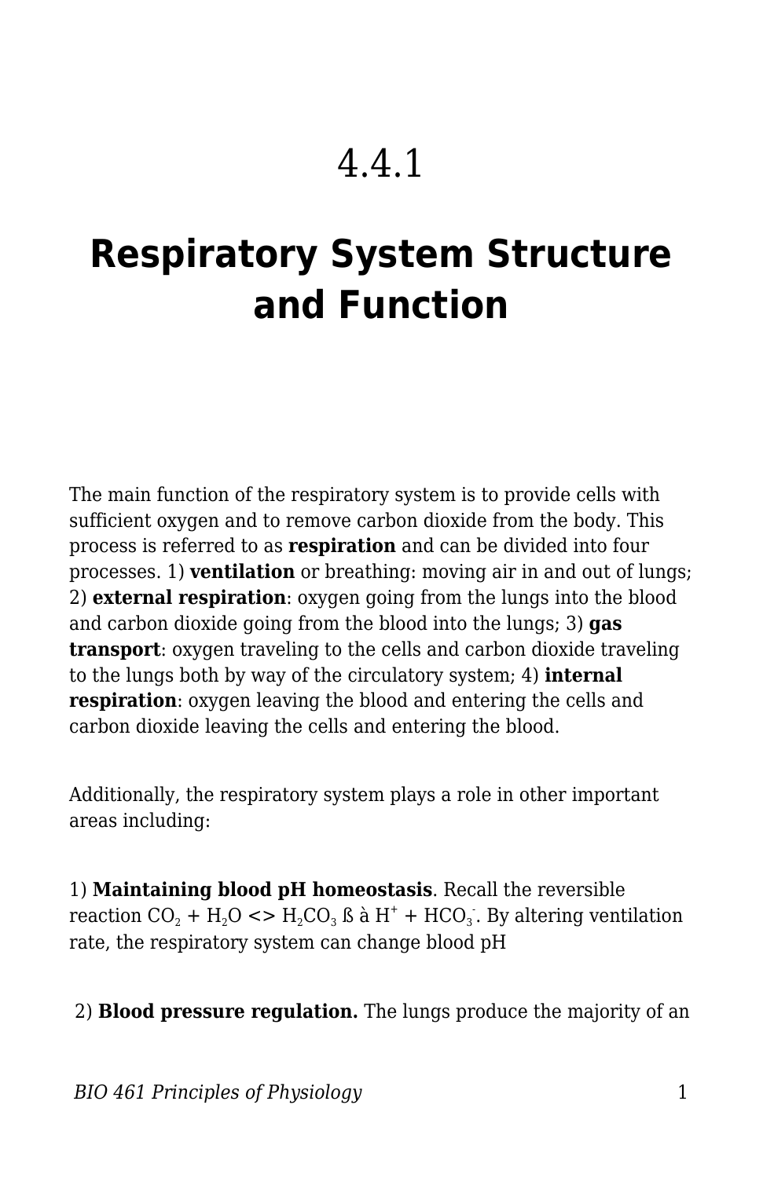# 4.4.1

# Respiratory System Structure and Function

The main function of the respiratory system is to provide cells with sufficient oxygen and to remove carbon dioxide from the body. This process is referred to as **respiration** and can be divided into four processes. 1) **ventilation** or breathing: moving air in and out of lungs; 2) **external respiration**: oxygen going from the lungs into the blood and carbon dioxide going from the blood into the lungs; 3) **gas transport**: oxygen traveling to the cells and carbon dioxide traveling to the lungs both by way of the circulatory system; 4) **internal respiration**: oxygen leaving the blood and entering the cells and carbon dioxide leaving the cells and entering the blood.

Additionally, the respiratory system plays a role in other important areas including:

1) **Maintaining blood pH homeostasis**. Recall the reversible reaction $CO_2$ + $H_2O$ <> $H_2CO_3$ ß à $H^+$ + $HCO_3^-$. By altering ventilation rate, the respiratory system can change blood pH

2) **Blood pressure regulation.** The lungs produce the majority of an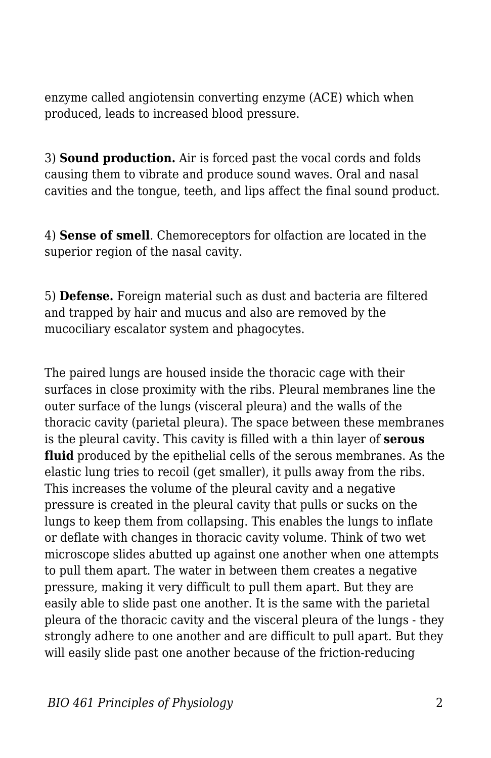enzyme called angiotensin converting enzyme (ACE) which when produced, leads to increased blood pressure.

3) **Sound production.** Air is forced past the vocal cords and folds causing them to vibrate and produce sound waves. Oral and nasal cavities and the tongue, teeth, and lips affect the final sound product.

4) **Sense of smell**. Chemoreceptors for olfaction are located in the superior region of the nasal cavity.

5) **Defense.** Foreign material such as dust and bacteria are filtered and trapped by hair and mucus and also are removed by the mucociliary escalator system and phagocytes.

The paired lungs are housed inside the thoracic cage with their surfaces in close proximity with the ribs. Pleural membranes line the outer surface of the lungs (visceral pleura) and the walls of the thoracic cavity (parietal pleura). The space between these membranes is the pleural cavity. This cavity is filled with a thin layer of **serous fluid** produced by the epithelial cells of the serous membranes. As the elastic lung tries to recoil (get smaller), it pulls away from the ribs. This increases the volume of the pleural cavity and a negative pressure is created in the pleural cavity that pulls or sucks on the lungs to keep them from collapsing. This enables the lungs to inflate or deflate with changes in thoracic cavity volume. Think of two wet microscope slides abutted up against one another when one attempts to pull them apart. The water in between them creates a negative pressure, making it very difficult to pull them apart. But they are easily able to slide past one another. It is the same with the parietal pleura of the thoracic cavity and the visceral pleura of the lungs - they strongly adhere to one another and are difficult to pull apart. But they will easily slide past one another because of the friction-reducing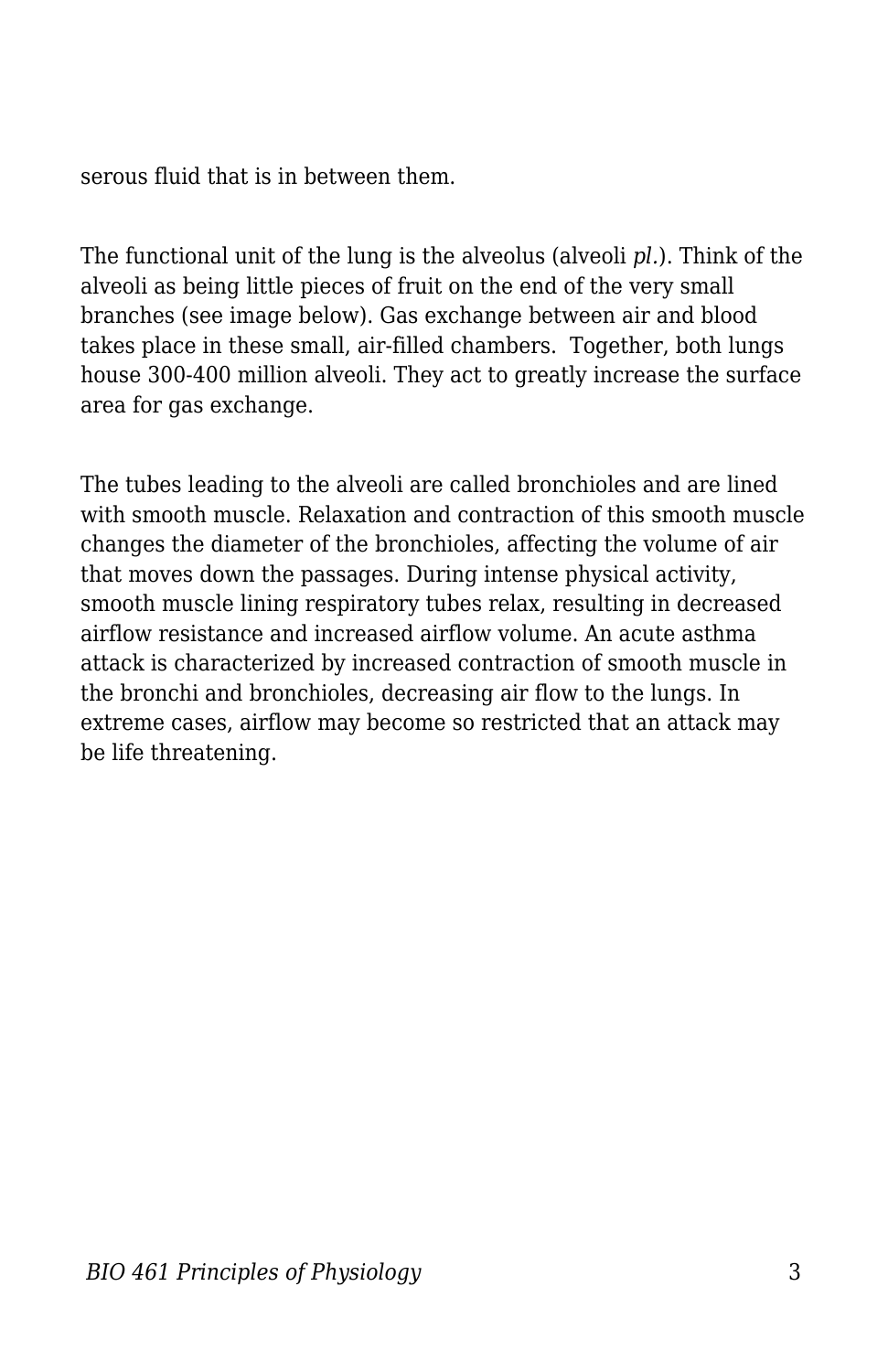serous fluid that is in between them.

The functional unit of the lung is the alveolus (alveoli *pl.*). Think of the alveoli as being little pieces of fruit on the end of the very small branches (see image below). Gas exchange between air and blood takes place in these small, air-filled chambers.  Together, both lungs house 300-400 million alveoli. They act to greatly increase the surface area for gas exchange.

The tubes leading to the alveoli are called bronchioles and are lined with smooth muscle. Relaxation and contraction of this smooth muscle changes the diameter of the bronchioles, affecting the volume of air that moves down the passages. During intense physical activity, smooth muscle lining respiratory tubes relax, resulting in decreased airflow resistance and increased airflow volume. An acute asthma attack is characterized by increased contraction of smooth muscle in the bronchi and bronchioles, decreasing air flow to the lungs. In extreme cases, airflow may become so restricted that an attack may be life threatening.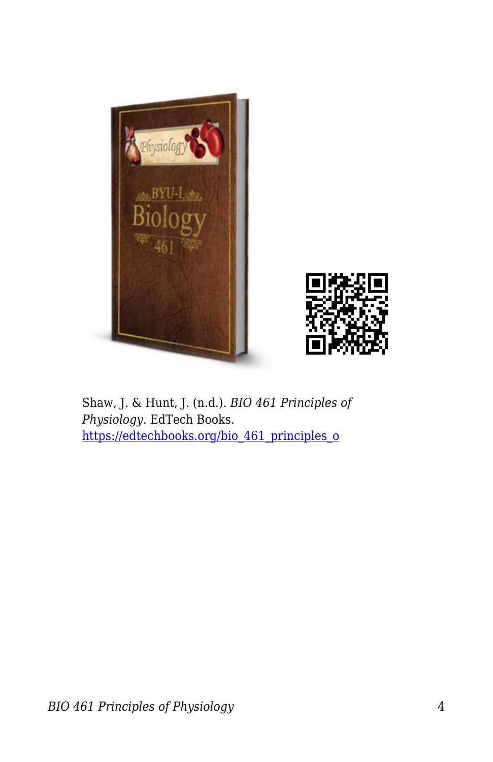Shaw, J. & Hunt, J. (n.d.). *BIO 461 Principles of Physiology*. EdTech Books. [https://edtechbooks.org/bio_461_principles_o](https://edtechbooks.org/bio_461_principles_o)